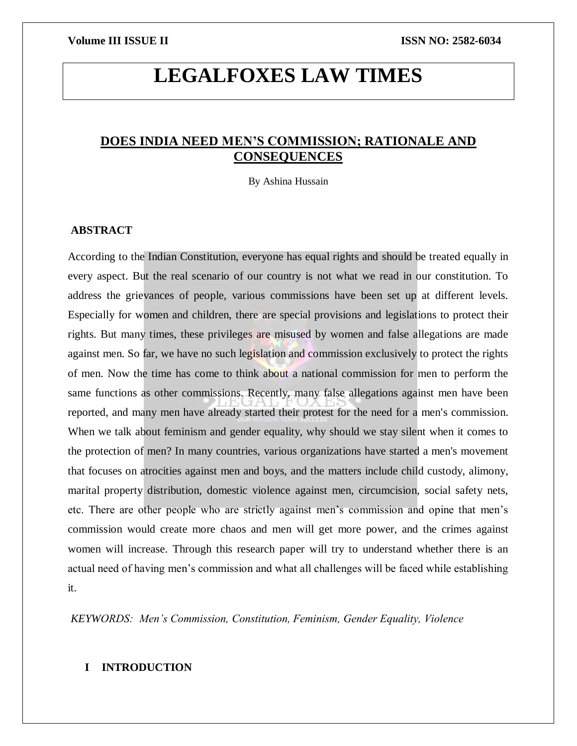# LEGALFOXES LAW TIMES

## DOES INDIA NEED MEN'S COMMISSION; RATIONALE AND CONSEQUENCES

By Ashina Hussain

### ABSTRACT

According to the Indian Constitution, everyone has equal rights and should be treated equally in every aspect. But the real scenario of our country is not what we read in our constitution. To address the grievances of people, various commissions have been set up at different levels. Especially for women and children, there are special provisions and legislations to protect their rights. But many times, these privileges are misused by women and false allegations are made against men. So far, we have no such legislation and commission exclusively to protect the rights of men. Now the time has come to think about a national commission for men to perform the same functions as other commissions. Recently, many false allegations against men have been reported, and many men have already started their protest for the need for a men's commission. When we talk about feminism and gender equality, why should we stay silent when it comes to the protection of men? In many countries, various organizations have started a men's movement that focuses on atrocities against men and boys, and the matters include child custody, alimony, marital property distribution, domestic violence against men, circumcision, social safety nets, etc. There are other people who are strictly against men's commission and opine that men's commission would create more chaos and men will get more power, and the crimes against women will increase. Through this research paper will try to understand whether there is an actual need of having men's commission and what all challenges will be faced while establishing it.

*KEYWORDS: Men's Commission, Constitution, Feminism, Gender Equality, Violence*

### I INTRODUCTION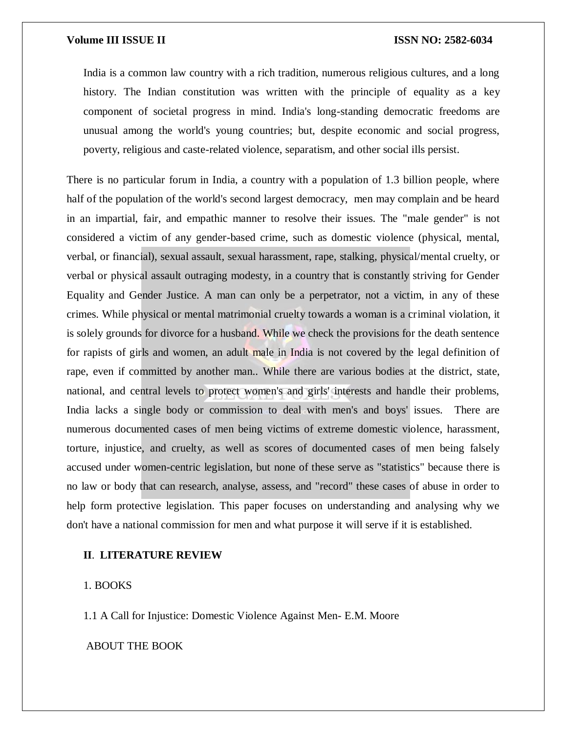India is a common law country with a rich tradition, numerous religious cultures, and a long history. The Indian constitution was written with the principle of equality as a key component of societal progress in mind. India's long-standing democratic freedoms are unusual among the world's young countries; but, despite economic and social progress, poverty, religious and caste-related violence, separatism, and other social ills persist.

There is no particular forum in India, a country with a population of 1.3 billion people, where half of the population of the world's second largest democracy, men may complain and be heard in an impartial, fair, and empathic manner to resolve their issues. The "male gender" is not considered a victim of any gender-based crime, such as domestic violence (physical, mental, verbal, or financial), sexual assault, sexual harassment, rape, stalking, physical/mental cruelty, or verbal or physical assault outraging modesty, in a country that is constantly striving for Gender Equality and Gender Justice. A man can only be a perpetrator, not a victim, in any of these crimes. While physical or mental matrimonial cruelty towards a woman is a criminal violation, it is solely grounds for divorce for a husband. While we check the provisions for the death sentence for rapists of girls and women, an adult male in India is not covered by the legal definition of rape, even if committed by another man.. While there are various bodies at the district, state, national, and central levels to protect women's and girls' interests and handle their problems, India lacks a single body or commission to deal with men's and boys' issues. There are numerous documented cases of men being victims of extreme domestic violence, harassment, torture, injustice, and cruelty, as well as scores of documented cases of men being falsely accused under women-centric legislation, but none of these serve as "statistics" because there is no law or body that can research, analyse, assess, and "record" these cases of abuse in order to help form protective legislation. This paper focuses on understanding and analysing why we don't have a national commission for men and what purpose it will serve if it is established.

## II. LITERATURE REVIEW

### 1. BOOKS

#### 1.1 A Call for Injustice: Domestic Violence Against Men- E.M. Moore

ABOUT THE BOOK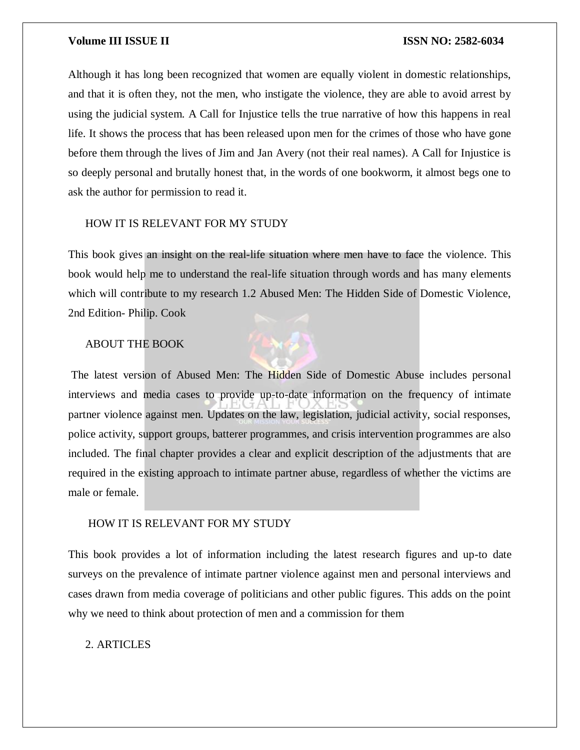Although it has long been recognized that women are equally violent in domestic relationships, and that it is often they, not the men, who instigate the violence, they are able to avoid arrest by using the judicial system. A Call for Injustice tells the true narrative of how this happens in real life. It shows the process that has been released upon men for the crimes of those who have gone before them through the lives of Jim and Jan Avery (not their real names). A Call for Injustice is so deeply personal and brutally honest that, in the words of one bookworm, it almost begs one to ask the author for permission to read it.

HOW IT IS RELEVANT FOR MY STUDY

This book gives an insight on the real-life situation where men have to face the violence. This book would help me to understand the real-life situation through words and has many elements which will contribute to my research 1.2 Abused Men: The Hidden Side of Domestic Violence, 2nd Edition- Philip. Cook

ABOUT THE BOOK

The latest version of Abused Men: The Hidden Side of Domestic Abuse includes personal interviews and media cases to provide up-to-date information on the frequency of intimate partner violence against men. Updates on the law, legislation, judicial activity, social responses, police activity, support groups, batterer programmes, and crisis intervention programmes are also included. The final chapter provides a clear and explicit description of the adjustments that are required in the existing approach to intimate partner abuse, regardless of whether the victims are male or female.

HOW IT IS RELEVANT FOR MY STUDY

This book provides a lot of information including the latest research figures and up-to date surveys on the prevalence of intimate partner violence against men and personal interviews and cases drawn from media coverage of politicians and other public figures. This adds on the point why we need to think about protection of men and a commission for them

2. ARTICLES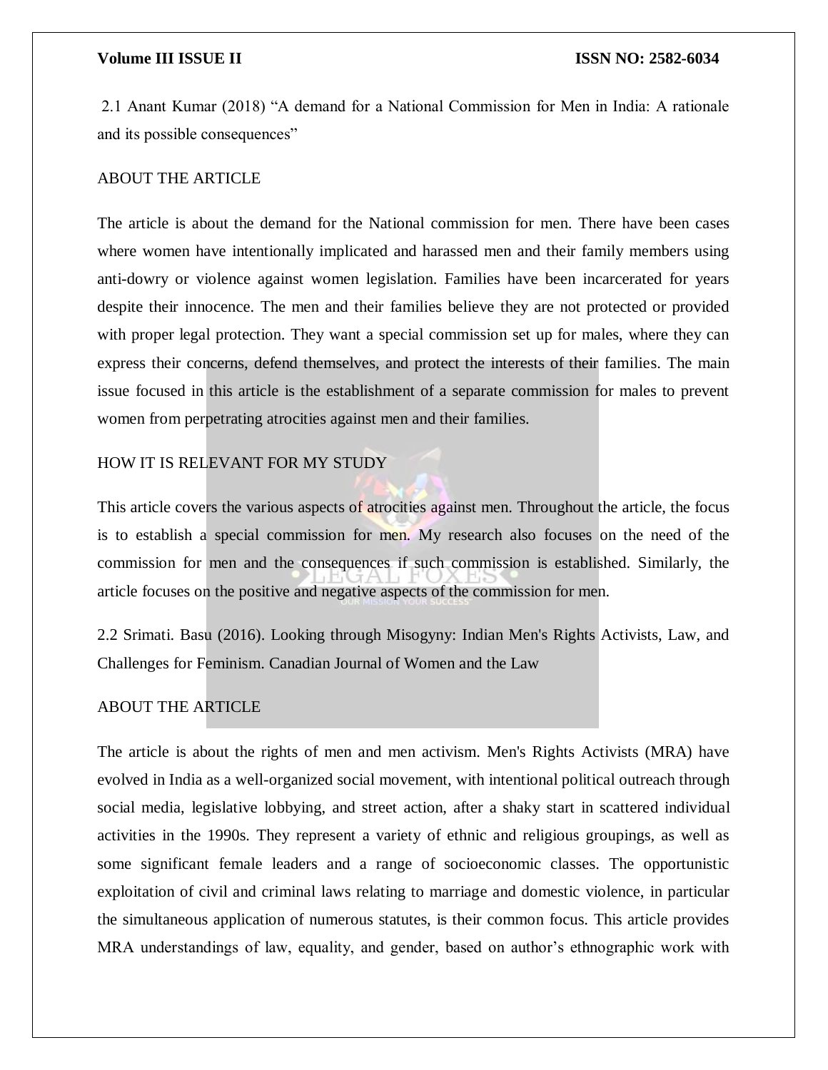2.1 Anant Kumar (2018) "A demand for a National Commission for Men in India: A rationale and its possible consequences"

ABOUT THE ARTICLE

The article is about the demand for the National commission for men. There have been cases where women have intentionally implicated and harassed men and their family members using anti-dowry or violence against women legislation. Families have been incarcerated for years despite their innocence. The men and their families believe they are not protected or provided with proper legal protection. They want a special commission set up for males, where they can express their concerns, defend themselves, and protect the interests of their families. The main issue focused in this article is the establishment of a separate commission for males to prevent women from perpetrating atrocities against men and their families.

HOW IT IS RELEVANT FOR MY STUDY

This article covers the various aspects of atrocities against men. Throughout the article, the focus is to establish a special commission for men. My research also focuses on the need of the commission for men and the consequences if such commission is established. Similarly, the article focuses on the positive and negative aspects of the commission for men.

2.2 Srimati. Basu (2016). Looking through Misogyny: Indian Men's Rights Activists, Law, and Challenges for Feminism. Canadian Journal of Women and the Law

ABOUT THE ARTICLE

The article is about the rights of men and men activism. Men's Rights Activists (MRA) have evolved in India as a well-organized social movement, with intentional political outreach through social media, legislative lobbying, and street action, after a shaky start in scattered individual activities in the 1990s. They represent a variety of ethnic and religious groupings, as well as some significant female leaders and a range of socioeconomic classes. The opportunistic exploitation of civil and criminal laws relating to marriage and domestic violence, in particular the simultaneous application of numerous statutes, is their common focus. This article provides MRA understandings of law, equality, and gender, based on author's ethnographic work with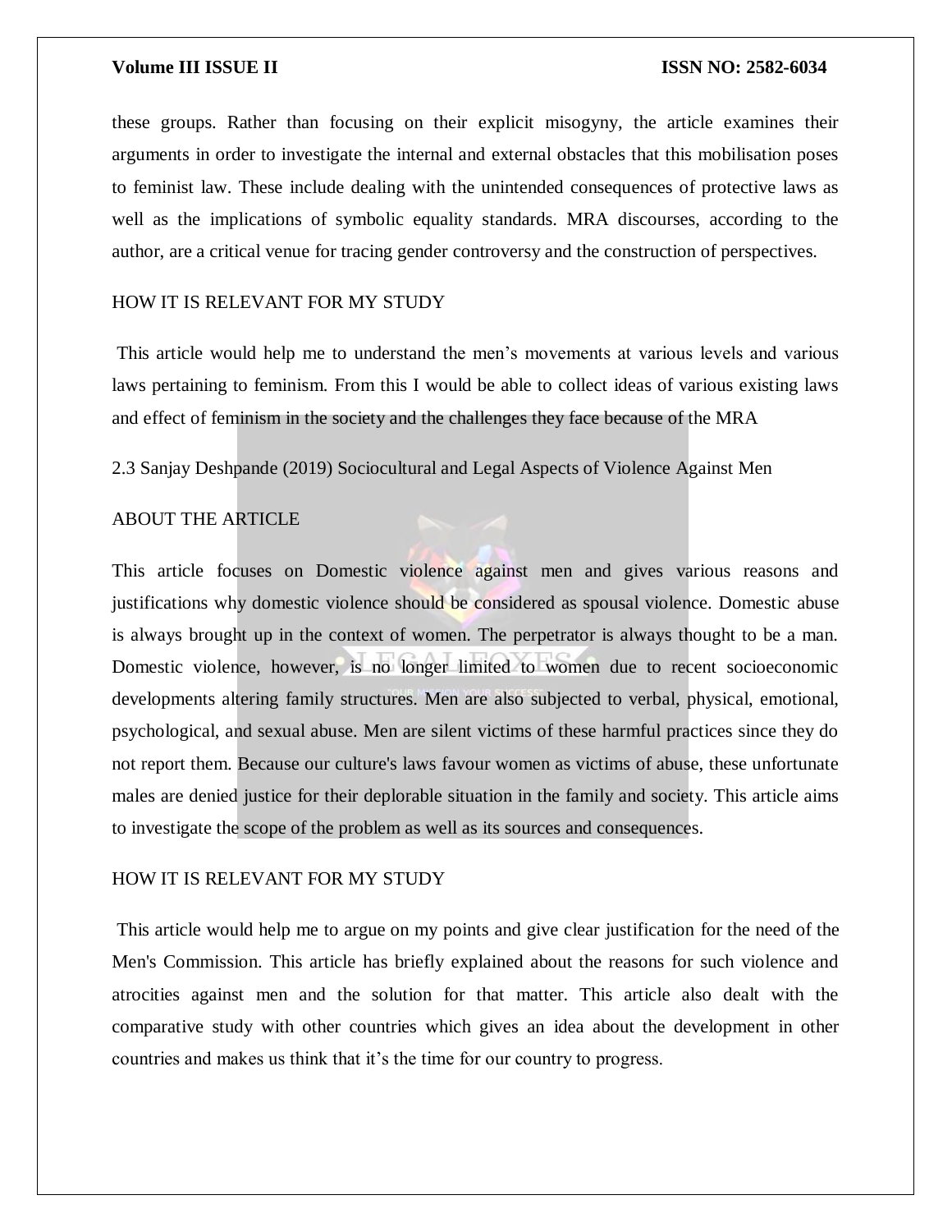these groups. Rather than focusing on their explicit misogyny, the article examines their arguments in order to investigate the internal and external obstacles that this mobilisation poses to feminist law. These include dealing with the unintended consequences of protective laws as well as the implications of symbolic equality standards. MRA discourses, according to the author, are a critical venue for tracing gender controversy and the construction of perspectives.

HOW IT IS RELEVANT FOR MY STUDY

This article would help me to understand the men's movements at various levels and various laws pertaining to feminism. From this I would be able to collect ideas of various existing laws and effect of feminism in the society and the challenges they face because of the MRA

2.3 Sanjay Deshpande (2019) Sociocultural and Legal Aspects of Violence Against Men

ABOUT THE ARTICLE

This article focuses on Domestic violence against men and gives various reasons and justifications why domestic violence should be considered as spousal violence. Domestic abuse is always brought up in the context of women. The perpetrator is always thought to be a man. Domestic violence, however, is no longer limited to women due to recent socioeconomic developments altering family structures. Men are also subjected to verbal, physical, emotional, psychological, and sexual abuse. Men are silent victims of these harmful practices since they do not report them. Because our culture's laws favour women as victims of abuse, these unfortunate males are denied justice for their deplorable situation in the family and society. This article aims to investigate the scope of the problem as well as its sources and consequences.

HOW IT IS RELEVANT FOR MY STUDY

This article would help me to argue on my points and give clear justification for the need of the Men's Commission. This article has briefly explained about the reasons for such violence and atrocities against men and the solution for that matter. This article also dealt with the comparative study with other countries which gives an idea about the development in other countries and makes us think that it's the time for our country to progress.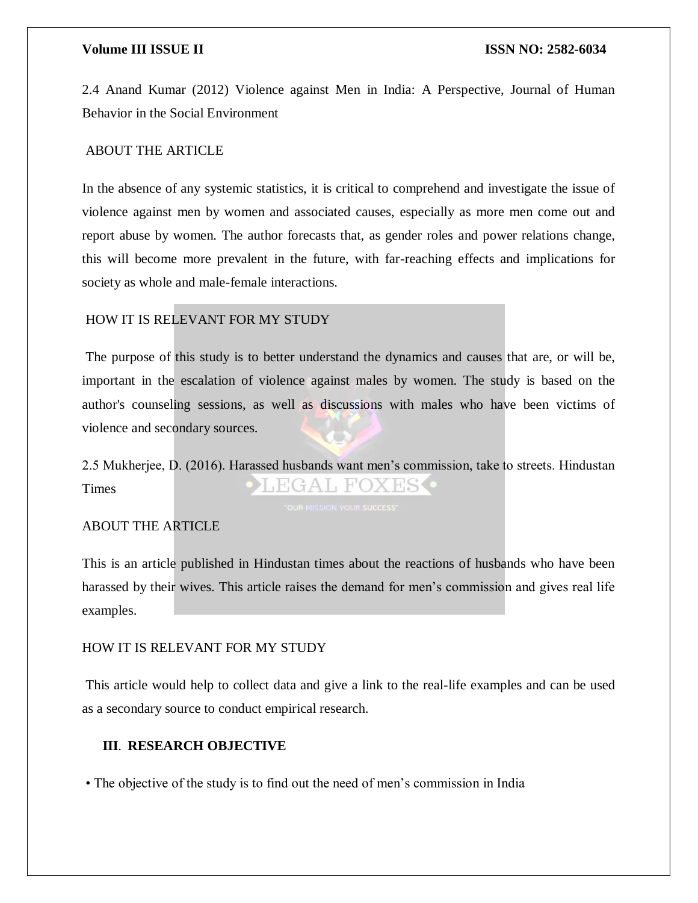2.4 Anand Kumar (2012) Violence against Men in India: A Perspective, Journal of Human Behavior in the Social Environment

ABOUT THE ARTICLE

In the absence of any systemic statistics, it is critical to comprehend and investigate the issue of violence against men by women and associated causes, especially as more men come out and report abuse by women. The author forecasts that, as gender roles and power relations change, this will become more prevalent in the future, with far-reaching effects and implications for society as whole and male-female interactions.

HOW IT IS RELEVANT FOR MY STUDY

The purpose of this study is to better understand the dynamics and causes that are, or will be, important in the escalation of violence against males by women. The study is based on the author's counseling sessions, as well as discussions with males who have been victims of violence and secondary sources.

2.5 Mukherjee, D. (2016). Harassed husbands want men's commission, take to streets. Hindustan Times

ABOUT THE ARTICLE

This is an article published in Hindustan times about the reactions of husbands who have been harassed by their wives. This article raises the demand for men's commission and gives real life examples.

HOW IT IS RELEVANT FOR MY STUDY

This article would help to collect data and give a link to the real-life examples and can be used as a secondary source to conduct empirical research.

## III. RESEARCH OBJECTIVE

- The objective of the study is to find out the need of men's commission in India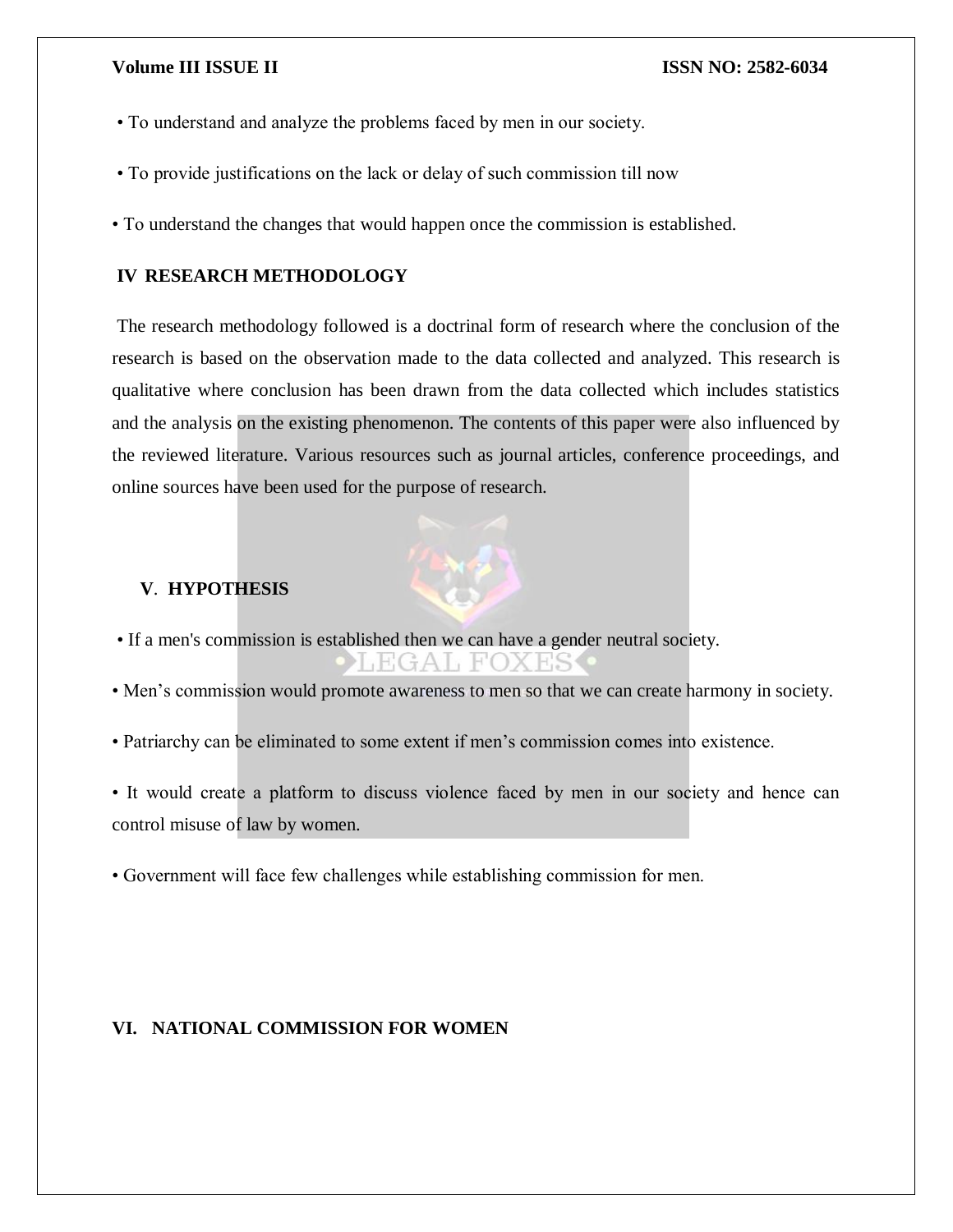- To understand and analyze the problems faced by men in our society.
- To provide justifications on the lack or delay of such commission till now
- To understand the changes that would happen once the commission is established.

## IV RESEARCH METHODOLOGY

The research methodology followed is a doctrinal form of research where the conclusion of the research is based on the observation made to the data collected and analyzed. This research is qualitative where conclusion has been drawn from the data collected which includes statistics and the analysis on the existing phenomenon. The contents of this paper were also influenced by the reviewed literature. Various resources such as journal articles, conference proceedings, and online sources have been used for the purpose of research.

## V. HYPOTHESIS

- If a men's commission is established then we can have a gender neutral society.
- Men's commission would promote awareness to men so that we can create harmony in society.
- Patriarchy can be eliminated to some extent if men's commission comes into existence.
- It would create a platform to discuss violence faced by men in our society and hence can control misuse of law by women.
- Government will face few challenges while establishing commission for men.

## VI. NATIONAL COMMISSION FOR WOMEN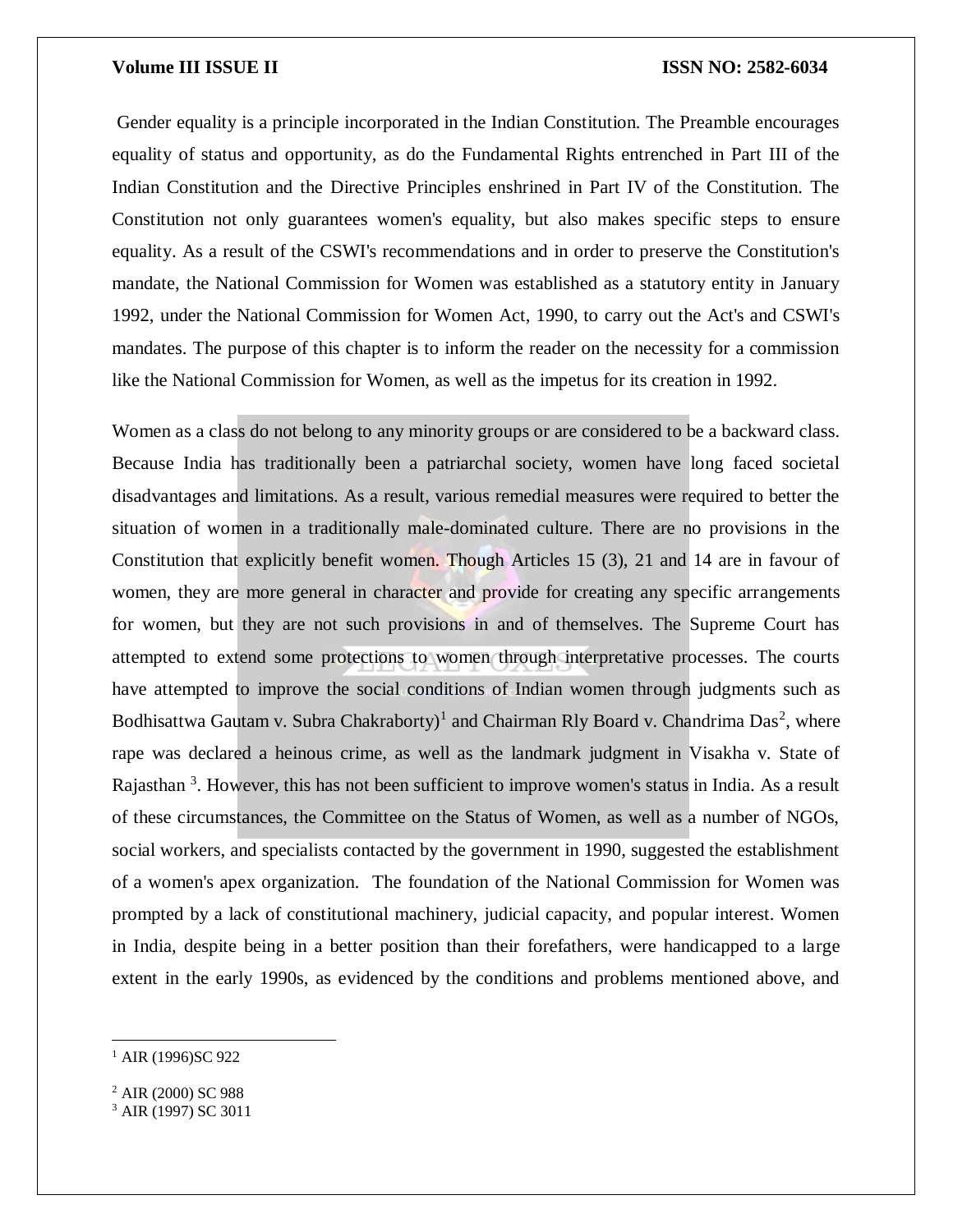Gender equality is a principle incorporated in the Indian Constitution. The Preamble encourages equality of status and opportunity, as do the Fundamental Rights entrenched in Part III of the Indian Constitution and the Directive Principles enshrined in Part IV of the Constitution. The Constitution not only guarantees women's equality, but also makes specific steps to ensure equality. As a result of the CSWI's recommendations and in order to preserve the Constitution's mandate, the National Commission for Women was established as a statutory entity in January 1992, under the National Commission for Women Act, 1990, to carry out the Act's and CSWI's mandates. The purpose of this chapter is to inform the reader on the necessity for a commission like the National Commission for Women, as well as the impetus for its creation in 1992.

Women as a class do not belong to any minority groups or are considered to be a backward class. Because India has traditionally been a patriarchal society, women have long faced societal disadvantages and limitations. As a result, various remedial measures were required to better the situation of women in a traditionally male-dominated culture. There are no provisions in the Constitution that explicitly benefit women. Though Articles 15 (3), 21 and 14 are in favour of women, they are more general in character and provide for creating any specific arrangements for women, but they are not such provisions in and of themselves. The Supreme Court has attempted to extend some protections to women through interpretative processes. The courts have attempted to improve the social conditions of Indian women through judgments such as Bodhisattwa Gautam v. Subra Chakraborty)[1] and Chairman Rly Board v. Chandrima Das[2], where rape was declared a heinous crime, as well as the landmark judgment in Visakha v. State of Rajasthan [3]. However, this has not been sufficient to improve women's status in India. As a result of these circumstances, the Committee on the Status of Women, as well as a number of NGOs, social workers, and specialists contacted by the government in 1990, suggested the establishment of a women's apex organization. The foundation of the National Commission for Women was prompted by a lack of constitutional machinery, judicial capacity, and popular interest. Women in India, despite being in a better position than their forefathers, were handicapped to a large extent in the early 1990s, as evidenced by the conditions and problems mentioned above, and

---

[1] AIR (1996)SC 922

[2] AIR (2000) SC 988

[3] AIR (1997) SC 3011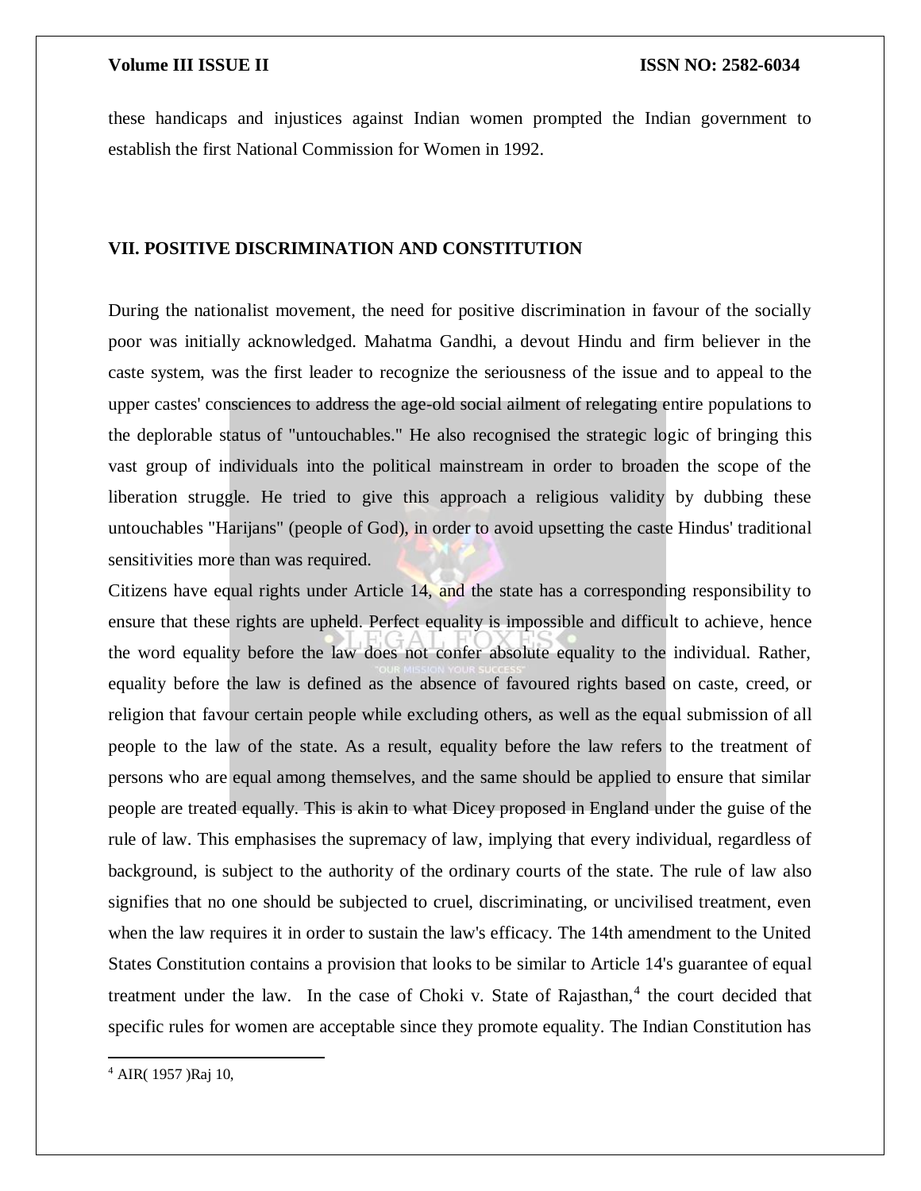these handicaps and injustices against Indian women prompted the Indian government to establish the first National Commission for Women in 1992.

## VII. POSITIVE DISCRIMINATION AND CONSTITUTION

During the nationalist movement, the need for positive discrimination in favour of the socially poor was initially acknowledged. Mahatma Gandhi, a devout Hindu and firm believer in the caste system, was the first leader to recognize the seriousness of the issue and to appeal to the upper castes' consciences to address the age-old social ailment of relegating entire populations to the deplorable status of "untouchables." He also recognised the strategic logic of bringing this vast group of individuals into the political mainstream in order to broaden the scope of the liberation struggle. He tried to give this approach a religious validity by dubbing these untouchables "Harijans" (people of God), in order to avoid upsetting the caste Hindus' traditional sensitivities more than was required.

Citizens have equal rights under Article 14, and the state has a corresponding responsibility to ensure that these rights are upheld. Perfect equality is impossible and difficult to achieve, hence the word equality before the law does not confer absolute equality to the individual. Rather, equality before the law is defined as the absence of favoured rights based on caste, creed, or religion that favour certain people while excluding others, as well as the equal submission of all people to the law of the state. As a result, equality before the law refers to the treatment of persons who are equal among themselves, and the same should be applied to ensure that similar people are treated equally. This is akin to what Dicey proposed in England under the guise of the rule of law. This emphasises the supremacy of law, implying that every individual, regardless of background, is subject to the authority of the ordinary courts of the state. The rule of law also signifies that no one should be subjected to cruel, discriminating, or uncivilised treatment, even when the law requires it in order to sustain the law's efficacy. The 14th amendment to the United States Constitution contains a provision that looks to be similar to Article 14's guarantee of equal treatment under the law. In the case of Choki v. State of Rajasthan,[4] the court decided that specific rules for women are acceptable since they promote equality. The Indian Constitution has

[4] AIR( 1957 )Raj 10,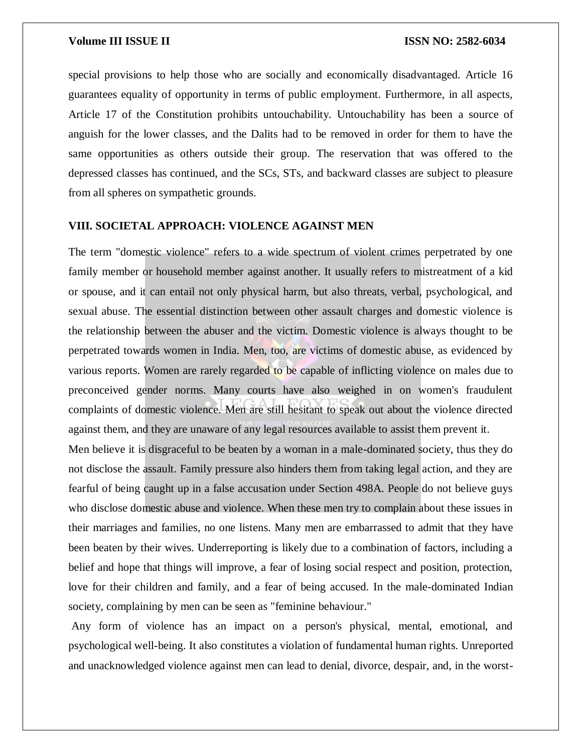special provisions to help those who are socially and economically disadvantaged. Article 16 guarantees equality of opportunity in terms of public employment. Furthermore, in all aspects, Article 17 of the Constitution prohibits untouchability. Untouchability has been a source of anguish for the lower classes, and the Dalits had to be removed in order for them to have the same opportunities as others outside their group. The reservation that was offered to the depressed classes has continued, and the SCs, STs, and backward classes are subject to pleasure from all spheres on sympathetic grounds.

## VIII. SOCIETAL APPROACH: VIOLENCE AGAINST MEN

The term "domestic violence" refers to a wide spectrum of violent crimes perpetrated by one family member or household member against another. It usually refers to mistreatment of a kid or spouse, and it can entail not only physical harm, but also threats, verbal, psychological, and sexual abuse. The essential distinction between other assault charges and domestic violence is the relationship between the abuser and the victim. Domestic violence is always thought to be perpetrated towards women in India. Men, too, are victims of domestic abuse, as evidenced by various reports. Women are rarely regarded to be capable of inflicting violence on males due to preconceived gender norms. Many courts have also weighed in on women's fraudulent complaints of domestic violence. Men are still hesitant to speak out about the violence directed against them, and they are unaware of any legal resources available to assist them prevent it.

Men believe it is disgraceful to be beaten by a woman in a male-dominated society, thus they do not disclose the assault. Family pressure also hinders them from taking legal action, and they are fearful of being caught up in a false accusation under Section 498A. People do not believe guys who disclose domestic abuse and violence. When these men try to complain about these issues in their marriages and families, no one listens. Many men are embarrassed to admit that they have been beaten by their wives. Underreporting is likely due to a combination of factors, including a belief and hope that things will improve, a fear of losing social respect and position, protection, love for their children and family, and a fear of being accused. In the male-dominated Indian society, complaining by men can be seen as "feminine behaviour."

Any form of violence has an impact on a person's physical, mental, emotional, and psychological well-being. It also constitutes a violation of fundamental human rights. Unreported and unacknowledged violence against men can lead to denial, divorce, despair, and, in the worst-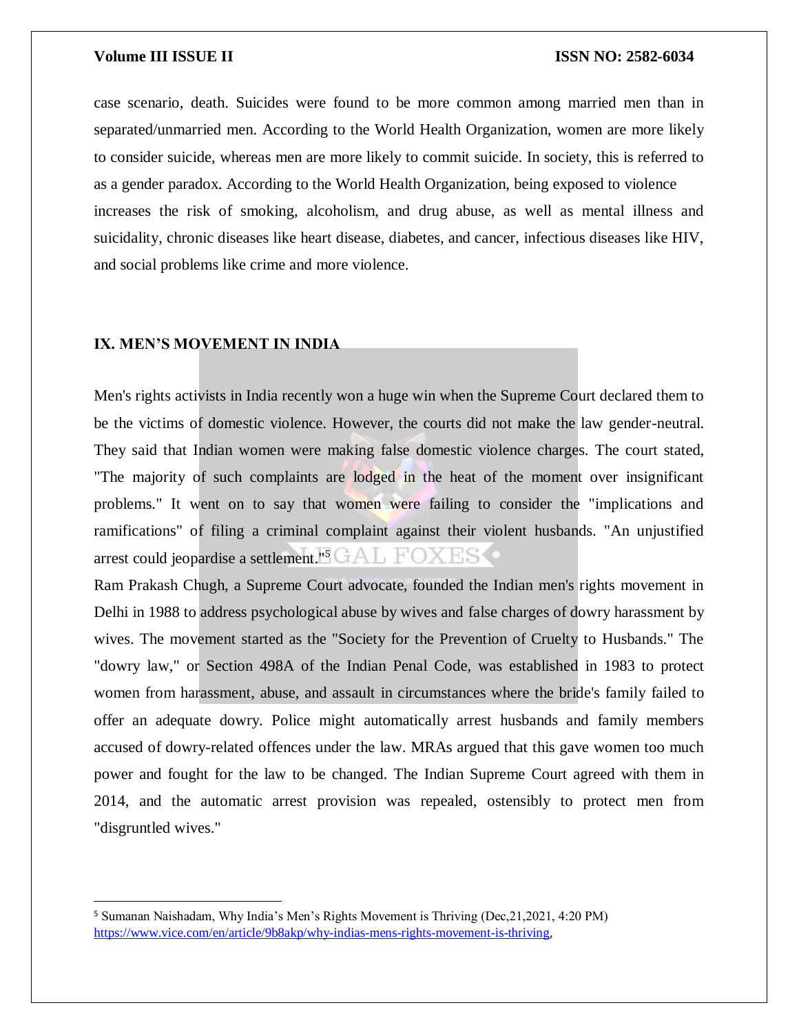case scenario, death. Suicides were found to be more common among married men than in separated/unmarried men. According to the World Health Organization, women are more likely to consider suicide, whereas men are more likely to commit suicide. In society, this is referred to as a gender paradox. According to the World Health Organization, being exposed to violence increases the risk of smoking, alcoholism, and drug abuse, as well as mental illness and suicidality, chronic diseases like heart disease, diabetes, and cancer, infectious diseases like HIV, and social problems like crime and more violence.

## IX. MEN'S MOVEMENT IN INDIA

Men's rights activists in India recently won a huge win when the Supreme Court declared them to be the victims of domestic violence. However, the courts did not make the law gender-neutral. They said that Indian women were making false domestic violence charges. The court stated, "The majority of such complaints are lodged in the heat of the moment over insignificant problems." It went on to say that women were failing to consider the "implications and ramifications" of filing a criminal complaint against their violent husbands. "An unjustified arrest could jeopardise a settlement."[5]

Ram Prakash Chugh, a Supreme Court advocate, founded the Indian men's rights movement in Delhi in 1988 to address psychological abuse by wives and false charges of dowry harassment by wives. The movement started as the "Society for the Prevention of Cruelty to Husbands." The "dowry law," or Section 498A of the Indian Penal Code, was established in 1983 to protect women from harassment, abuse, and assault in circumstances where the bride's family failed to offer an adequate dowry. Police might automatically arrest husbands and family members accused of dowry-related offences under the law. MRAs argued that this gave women too much power and fought for the law to be changed. The Indian Supreme Court agreed with them in 2014, and the automatic arrest provision was repealed, ostensibly to protect men from "disgruntled wives."

---

[5] Sumanan Naishadam, Why India's Men's Rights Movement is Thriving (Dec,21,2021, 4:20 PM) https://www.vice.com/en/article/9b8akp/why-indias-mens-rights-movement-is-thriving,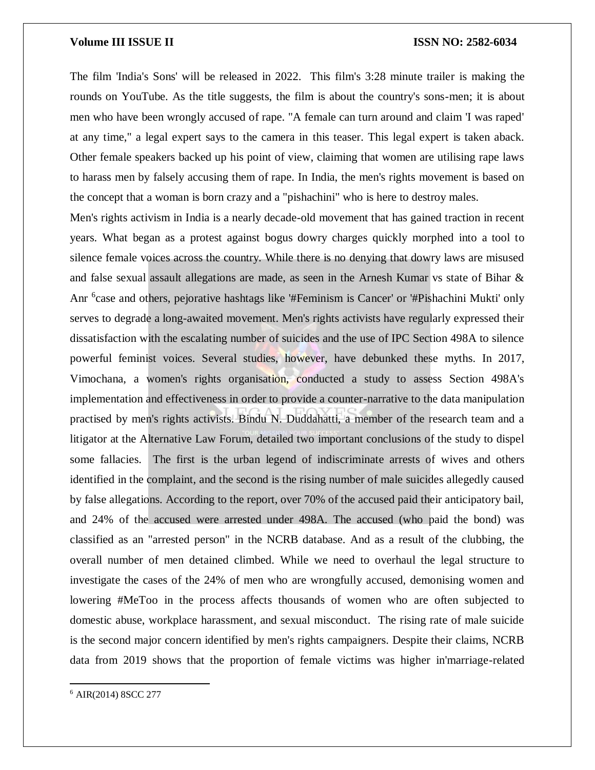The film 'India's Sons' will be released in 2022. This film's 3:28 minute trailer is making the rounds on YouTube. As the title suggests, the film is about the country's sons-men; it is about men who have been wrongly accused of rape. "A female can turn around and claim 'I was raped' at any time," a legal expert says to the camera in this teaser. This legal expert is taken aback. Other female speakers backed up his point of view, claiming that women are utilising rape laws to harass men by falsely accusing them of rape. In India, the men's rights movement is based on the concept that a woman is born crazy and a "pishachini" who is here to destroy males.

Men's rights activism in India is a nearly decade-old movement that has gained traction in recent years. What began as a protest against bogus dowry charges quickly morphed into a tool to silence female voices across the country. While there is no denying that dowry laws are misused and false sexual assault allegations are made, as seen in the Arnesh Kumar vs state of Bihar & Anr [6]case and others, pejorative hashtags like '#Feminism is Cancer' or '#Pishachini Mukti' only serves to degrade a long-awaited movement. Men's rights activists have regularly expressed their dissatisfaction with the escalating number of suicides and the use of IPC Section 498A to silence powerful feminist voices. Several studies, however, have debunked these myths. In 2017, Vimochana, a women's rights organisation, conducted a study to assess Section 498A's implementation and effectiveness in order to provide a counter-narrative to the data manipulation practised by men's rights activists. Bindu N. Duddahatti, a member of the research team and a litigator at the Alternative Law Forum, detailed two important conclusions of the study to dispel some fallacies. The first is the urban legend of indiscriminate arrests of wives and others identified in the complaint, and the second is the rising number of male suicides allegedly caused by false allegations. According to the report, over 70% of the accused paid their anticipatory bail, and 24% of the accused were arrested under 498A. The accused (who paid the bond) was classified as an "arrested person" in the NCRB database. And as a result of the clubbing, the overall number of men detained climbed. While we need to overhaul the legal structure to investigate the cases of the 24% of men who are wrongfully accused, demonising women and lowering #MeToo in the process affects thousands of women who are often subjected to domestic abuse, workplace harassment, and sexual misconduct. The rising rate of male suicide is the second major concern identified by men's rights campaigners. Despite their claims, NCRB data from 2019 shows that the proportion of female victims was higher in'marriage-related

---

[6] AIR(2014) 8SCC 277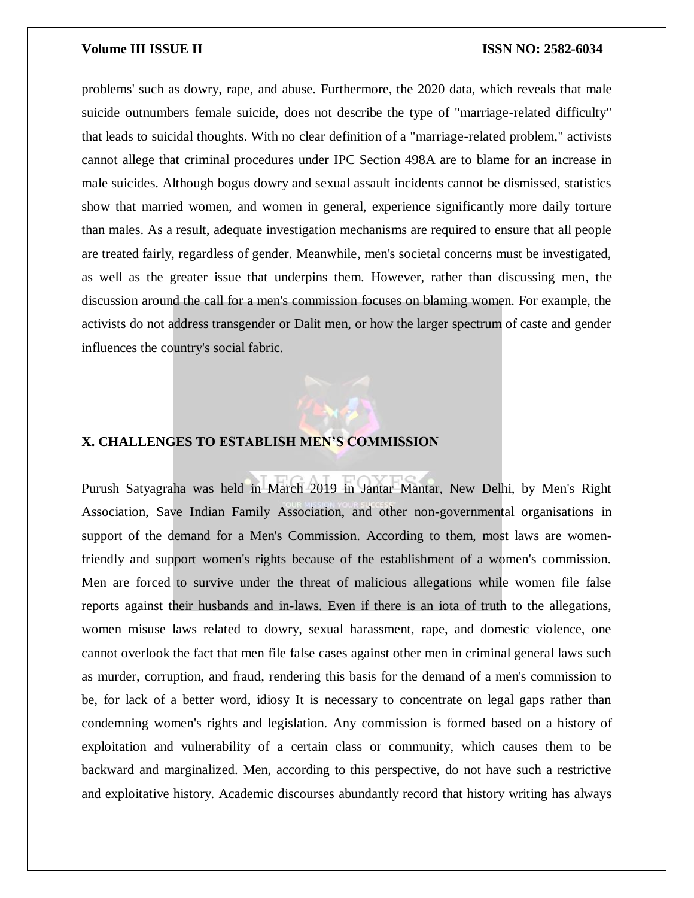problems' such as dowry, rape, and abuse. Furthermore, the 2020 data, which reveals that male suicide outnumbers female suicide, does not describe the type of "marriage-related difficulty" that leads to suicidal thoughts. With no clear definition of a "marriage-related problem," activists cannot allege that criminal procedures under IPC Section 498A are to blame for an increase in male suicides. Although bogus dowry and sexual assault incidents cannot be dismissed, statistics show that married women, and women in general, experience significantly more daily torture than males. As a result, adequate investigation mechanisms are required to ensure that all people are treated fairly, regardless of gender. Meanwhile, men's societal concerns must be investigated, as well as the greater issue that underpins them. However, rather than discussing men, the discussion around the call for a men's commission focuses on blaming women. For example, the activists do not address transgender or Dalit men, or how the larger spectrum of caste and gender influences the country's social fabric.

## X. CHALLENGES TO ESTABLISH MEN'S COMMISSION

Purush Satyagraha was held in March 2019 in Jantar Mantar, New Delhi, by Men's Right Association, Save Indian Family Association, and other non-governmental organisations in support of the demand for a Men's Commission. According to them, most laws are women-friendly and support women's rights because of the establishment of a women's commission. Men are forced to survive under the threat of malicious allegations while women file false reports against their husbands and in-laws. Even if there is an iota of truth to the allegations, women misuse laws related to dowry, sexual harassment, rape, and domestic violence, one cannot overlook the fact that men file false cases against other men in criminal general laws such as murder, corruption, and fraud, rendering this basis for the demand of a men's commission to be, for lack of a better word, idiosy It is necessary to concentrate on legal gaps rather than condemning women's rights and legislation. Any commission is formed based on a history of exploitation and vulnerability of a certain class or community, which causes them to be backward and marginalized. Men, according to this perspective, do not have such a restrictive and exploitative history. Academic discourses abundantly record that history writing has always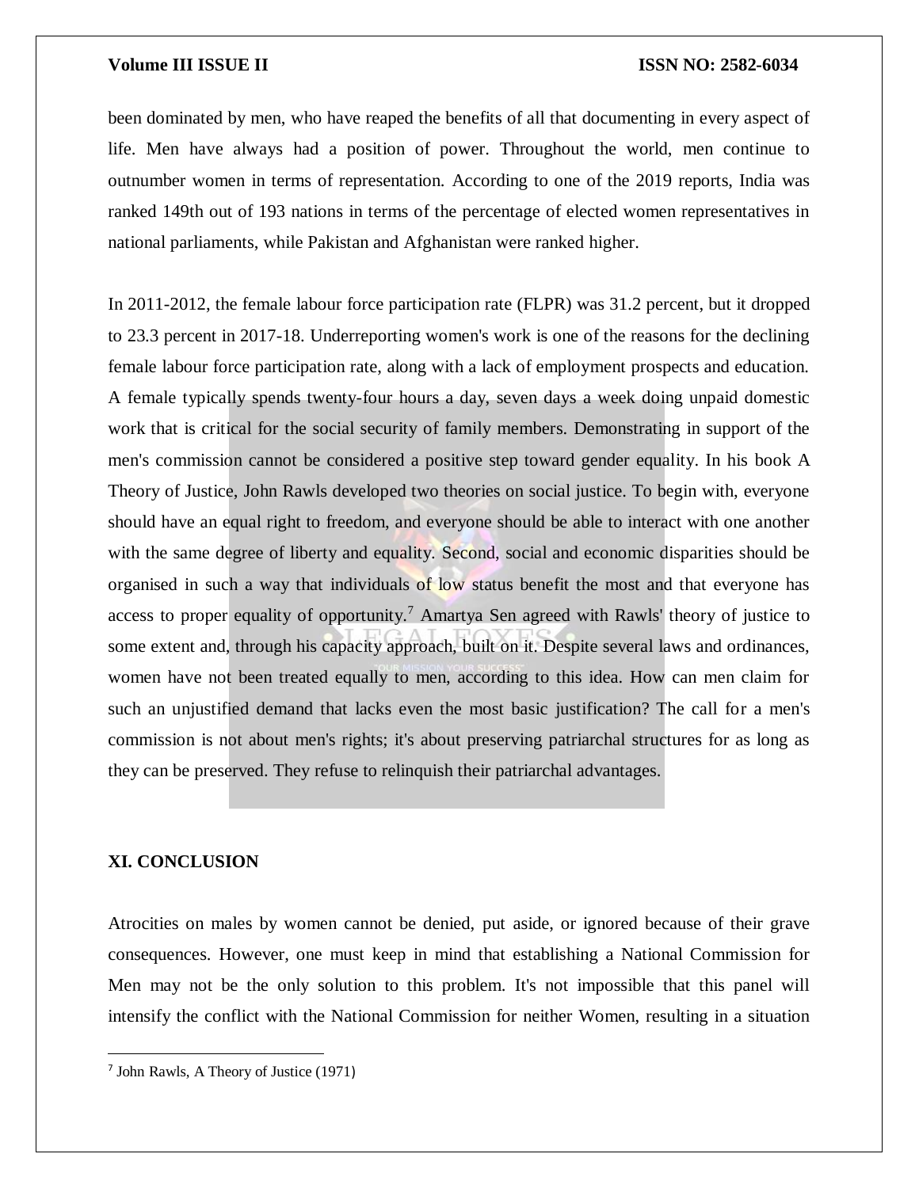been dominated by men, who have reaped the benefits of all that documenting in every aspect of life. Men have always had a position of power. Throughout the world, men continue to outnumber women in terms of representation. According to one of the 2019 reports, India was ranked 149th out of 193 nations in terms of the percentage of elected women representatives in national parliaments, while Pakistan and Afghanistan were ranked higher.

In 2011-2012, the female labour force participation rate (FLPR) was 31.2 percent, but it dropped to 23.3 percent in 2017-18. Underreporting women's work is one of the reasons for the declining female labour force participation rate, along with a lack of employment prospects and education. A female typically spends twenty-four hours a day, seven days a week doing unpaid domestic work that is critical for the social security of family members. Demonstrating in support of the men's commission cannot be considered a positive step toward gender equality. In his book A Theory of Justice, John Rawls developed two theories on social justice. To begin with, everyone should have an equal right to freedom, and everyone should be able to interact with one another with the same degree of liberty and equality. Second, social and economic disparities should be organised in such a way that individuals of low status benefit the most and that everyone has access to proper equality of opportunity.[7] Amartya Sen agreed with Rawls' theory of justice to some extent and, through his capacity approach, built on it. Despite several laws and ordinances, women have not been treated equally to men, according to this idea. How can men claim for such an unjustified demand that lacks even the most basic justification? The call for a men's commission is not about men's rights; it's about preserving patriarchal structures for as long as they can be preserved. They refuse to relinquish their patriarchal advantages.

## XI. CONCLUSION

Atrocities on males by women cannot be denied, put aside, or ignored because of their grave consequences. However, one must keep in mind that establishing a National Commission for Men may not be the only solution to this problem. It's not impossible that this panel will intensify the conflict with the National Commission for neither Women, resulting in a situation

---

[7] John Rawls, A Theory of Justice (1971)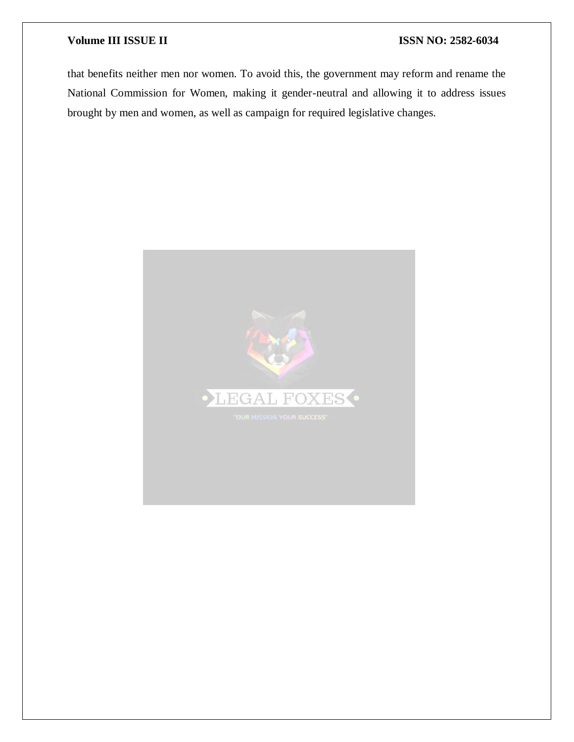that benefits neither men nor women. To avoid this, the government may reform and rename the National Commission for Women, making it gender-neutral and allowing it to address issues brought by men and women, as well as campaign for required legislative changes.